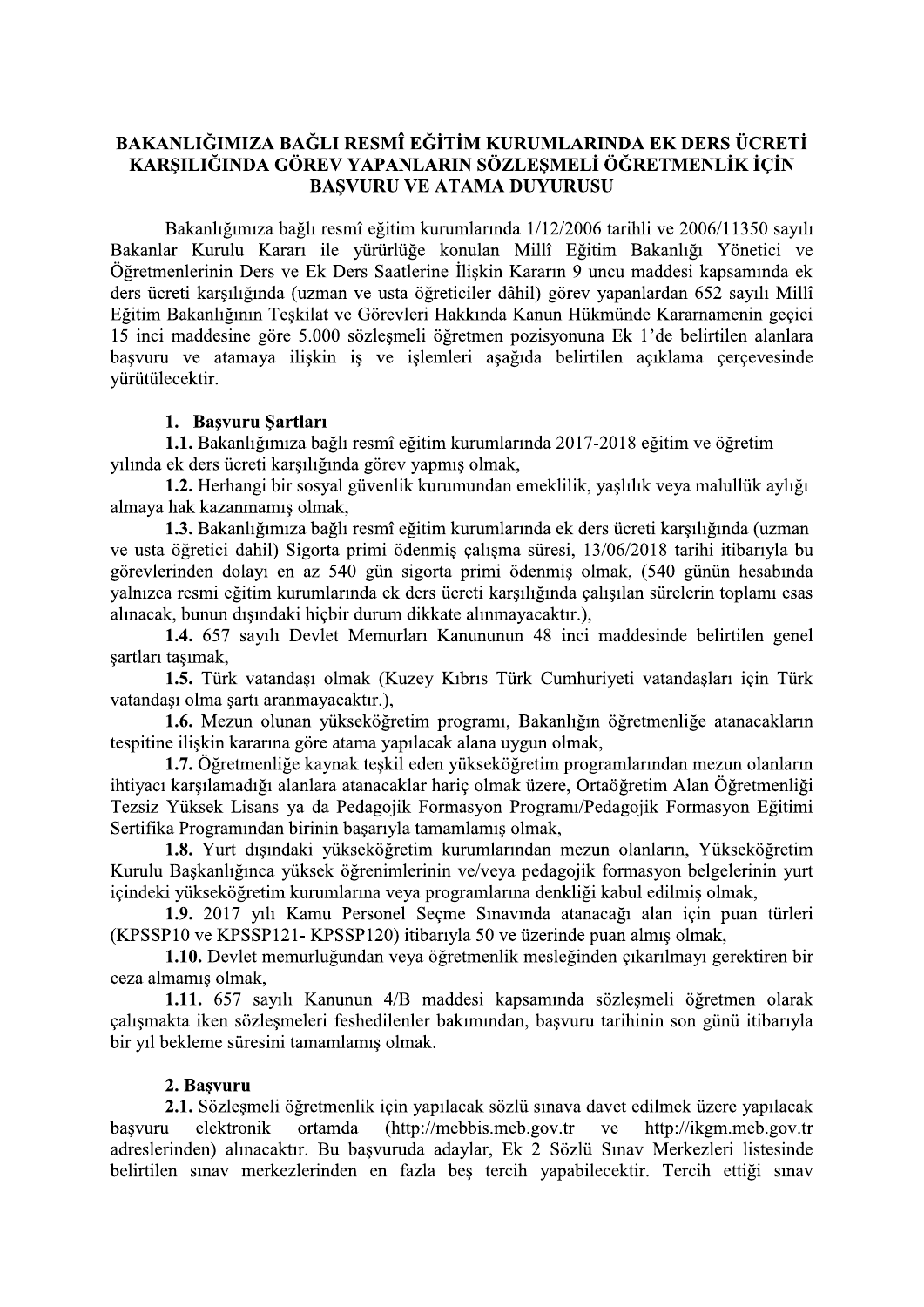# BAKANLIĞIMIZA BAĞLI RESMÎ EĞİTİM KURUMLARINDA EK DERS ÜCRETİ KARŞILIĞINDA GÖREV YAPANLARIN SÖZLEŞMELİ ÖĞRETMENLİK İÇİN BAŞVURU VE ATAMA DUYURUSU

Bakanlığımıza bağlı resmî eğitim kurumlarında 1/12/2006 tarihli ve 2006/11350 sayılı Bakanlar Kurulu Kararı ile yürürlüğe konulan Millî Eğitim Bakanlığı Yönetici ve Öğretmenlerinin Ders ve Ek Ders Saatlerine İlişkin Kararın 9 uncu maddesi kapsamında ek ders ücreti karşılığında (uzman ve usta öğreticiler dâhil) görev yapanlardan 652 sayılı Millî Eğitim Bakanlığının Teşkilat ve Görevleri Hakkında Kanun Hükmünde Kararnamenin geçici 15 inci maddesine göre 5.000 sözleşmeli öğretmen pozisyonuna Ek 1'de belirtilen alanlara başvuru ve atamaya ilişkin iş ve işlemleri aşağıda belirtilen açıklama çerçevesinde yürütülecektir.

## 1. Başvuru Şartları

**1.1.** Bakanlığımıza bağlı resmî eğitim kurumlarında 2017-2018 eğitim ve öğretim yılında ek ders ücreti karşılığında görev yapmış olmak,

**1.2.** Herhangi bir sosyal güvenlik kurumundan emeklilik, yaşlılık veya malullük aylığı almaya hak kazanmamış olmak,

**1.3.** Bakanlığımıza bağlı resmî eğitim kurumlarında ek ders ücreti karşılığında (uzman ve usta öğretici dahil) Sigorta primi ödenmiş çalışma süresi, 13/06/2018 tarihi itibarıyla bu görevlerinden dolayı en az 540 gün sigorta primi ödenmiş olmak, (540 günün hesabında yalnızca resmi eğitim kurumlarında ek ders ücreti karşılığında çalışılan sürelerin toplamı esas alınacak, bunun dışındaki hiçbir durum dikkate alınmayacaktır.),

**1.4.** 657 sayılı Devlet Memurları Kanununun 48 inci maddesinde belirtilen genel şartları taşımak,

**1.5.** Türk vatandaşı olmak (Kuzey Kıbrıs Türk Cumhuriyeti vatandaşları için Türk vatandaşı olma şartı aranmayacaktır.),

**1.6.** Mezun olunan yükseköğretim programı, Bakanlığın öğretmenliğe atanacakların tespitine ilişkin kararına göre atama yapılacak alana uygun olmak,

**1.7.** Öğretmenliğe kaynak teşkil eden yükseköğretim programlarından mezun olanların ihtiyacı karşılamadığı alanlara atanacaklar hariç olmak üzere, Ortaöğretim Alan Öğretmenliği Tezsiz Yüksek Lisans ya da Pedagojik Formasyon Programı/Pedagojik Formasyon Eğitimi Sertifika Programından birinin başarıyla tamamlamış olmak,

**1.8.** Yurt dışındaki yükseköğretim kurumlarından mezun olanların, Yükseköğretim Kurulu Başkanlığınca yüksek öğrenimlerinin ve/veya pedagojik formasyon belgelerinin yurt içindeki yükseköğretim kurumlarına veya programlarına denkliği kabul edilmiş olmak,

**1.9.** 2017 yılı Kamu Personel Seçme Sınavında atanacağı alan için puan türleri (KPSSP10 ve KPSSP121- KPSSP120) itibarıyla 50 ve üzerinde puan almış olmak,

**1.10.** Devlet memurluğundan veya öğretmenlik mesleğinden çıkarılmayı gerektiren bir ceza almamış olmak,

**1.11.** 657 sayılı Kanunun 4/B maddesi kapsamında sözleşmeli öğretmen olarak çalışmakta iken sözleşmeleri feshedilenler bakımından, başvuru tarihinin son günü itibarıyla bir yıl bekleme süresini tamamlamış olmak.

## 2. Başvuru

**2.1.** Sözleşmeli öğretmenlik için yapılacak sözlü sınava davet edilmek üzere yapılacak başvuru elektronik ortamda (http://mebbis.meb.gov.tr ve http://ikgm.meb.gov.tr adreslerinden) alınacaktır. Bu başvuruda adaylar, Ek 2 Sözlü Sınav Merkezleri listesinde belirtilen sınav merkezlerinden en fazla beş tercih yapabilecektir. Tercih ettiği sınav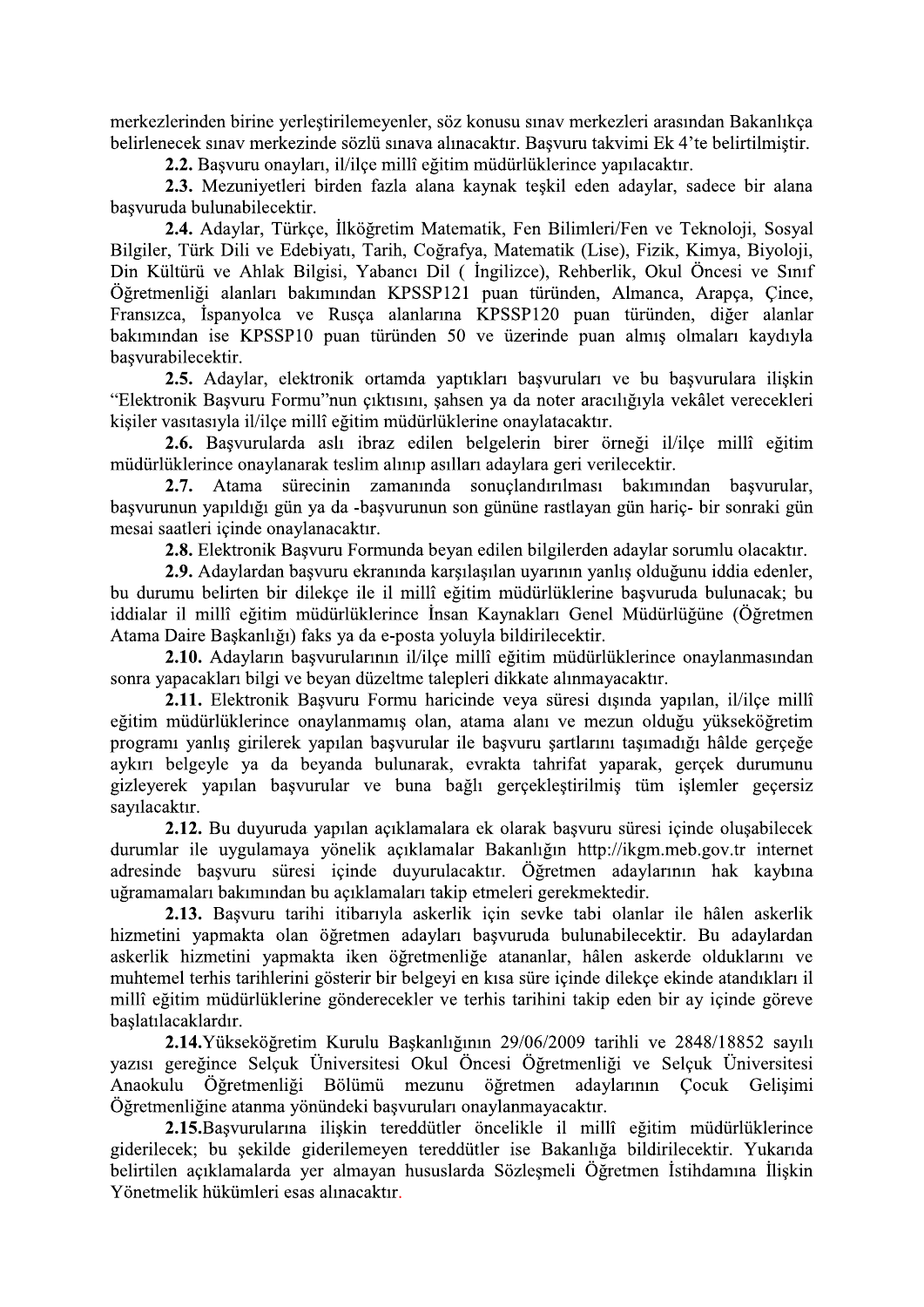merkezlerinden birine yerleştirilemeyenler, söz konusu sınav merkezleri arasından Bakanlıkça belirlenecek sınav merkezinde sözlü sınava alınacaktır. Başvuru takvimi Ek 4'te belirtilmiştir.

**2.2.** Başvuru onayları, il/ilçe millî eğitim müdürlüklerince yapılacaktır.

**2.3.** Mezuniyetleri birden fazla alana kaynak teşkil eden adaylar, sadece bir alana başvuruda bulunabilecektir.

**2.4.** Adaylar, Türkçe, İlköğretim Matematik, Fen Bilimleri/Fen ve Teknoloji, Sosyal Bilgiler, Türk Dili ve Edebiyatı, Tarih, Coğrafya, Matematik (Lise), Fizik, Kimya, Biyoloji, Din Kültürü ve Ahlak Bilgisi, Yabancı Dil ( İngilizce), Rehberlik, Okul Öncesi ve Sınıf Öğretmenliği alanları bakımından KPSSP121 puan türünden, Almanca, Arapça, Çince, Fransızca, İspanyolca ve Rusça alanlarına KPSSP120 puan türünden, diğer alanlar bakımından ise KPSSP10 puan türünden 50 ve üzerinde puan almış olmaları kaydıyla başvurabilecektir.

**2.5.** Adaylar, elektronik ortamda yaptıkları başvuruları ve bu başvurulara ilişkin "Elektronik Başvuru Formu"nun çıktısını, şahsen ya da noter aracılığıyla vekâlet verecekleri kişiler vasıtasıyla il/ilçe millî eğitim müdürlüklerine onaylatacaktır.

**2.6.** Başvurularda aslı ibraz edilen belgelerin birer örneği il/ilçe millî eğitim müdürlüklerince onaylanarak teslim alınıp asılları adaylara geri verilecektir.

**2.7.** Atama sürecinin zamanında sonuçlandırılması bakımından başvurular, başvurunun yapıldığı gün ya da -başvurunun son gününe rastlayan gün hariç- bir sonraki gün mesai saatleri içinde onaylanacaktır.

**2.8.** Elektronik Başvuru Formunda beyan edilen bilgilerden adaylar sorumlu olacaktır.

**2.9.** Adaylardan başvuru ekranında karşılaşılan uyarının yanlış olduğunu iddia edenler, bu durumu belirten bir dilekçe ile il millî eğitim müdürlüklerine başvuruda bulunacak; bu iddialar il millî eğitim müdürlüklerince İnsan Kaynakları Genel Müdürlüğüne (Öğretmen Atama Daire Başkanlığı) faks ya da e-posta yoluyla bildirilecektir.

**2.10.** Adayların başvurularının il/ilçe millî eğitim müdürlüklerince onaylanmasından sonra yapacakları bilgi ve beyan düzeltme talepleri dikkate alınmayacaktır.

**2.11.** Elektronik Başvuru Formu haricinde veya süresi dışında yapılan, il/ilçe millî eğitim müdürlüklerince onaylanmamış olan, atama alanı ve mezun olduğu yükseköğretim programı yanlış girilerek yapılan başvurular ile başvuru şartlarını taşımadığı hâlde gerçeğe aykırı belgeyle ya da beyanda bulunarak, evrakta tahrifat yaparak, gerçek durumunu gizleyerek yapılan başvurular ve buna bağlı gerçekleştirilmiş tüm işlemler geçersiz sayılacaktır.

**2.12.** Bu duyuruda yapılan açıklamalara ek olarak başvuru süresi içinde oluşabilecek durumlar ile uygulamaya yönelik açıklamalar Bakanlığın http://ikgm.meb.gov.tr internet adresinde başvuru süresi içinde duyurulacaktır. Öğretmen adaylarının hak kaybına uğramamaları bakımından bu açıklamaları takip etmeleri gerekmektedir.

**2.13.** Başvuru tarihi itibarıyla askerlik için sevke tabi olanlar ile hâlen askerlik hizmetini yapmakta olan öğretmen adayları başvuruda bulunabilecektir. Bu adaylardan askerlik hizmetini yapmakta iken öğretmenliğe atananlar, hâlen askerde olduklarını ve muhtemel terhis tarihlerini gösterir bir belgeyi en kısa süre içinde dilekçe ekinde atandıkları il millî eğitim müdürlüklerine gönderecekler ve terhis tarihini takip eden bir ay içinde göreve başlatılacaklardır.

**2.14.** Yükseköğretim Kurulu Başkanlığının 29/06/2009 tarihli ve 2848/18852 sayılı yazısı gereğince Selçuk Üniversitesi Okul Öncesi Öğretmenliği ve Selçuk Üniversitesi Anaokulu Öğretmenliği Bölümü mezunu öğretmen adaylarının Çocuk Gelişimi Öğretmenliğine atanma yönündeki başvuruları onaylanmayacaktır.

**2.15.** Başvurularına ilişkin tereddütler öncelikle il millî eğitim müdürlüklerince giderilecek; bu şekilde giderilemeyen tereddütler ise Bakanlığa bildirilecektir. Yukarıda belirtilen açıklamalarda yer almayan hususlarda Sözleşmeli Öğretmen İstihdamına İlişkin Yönetmelik hükümleri esas alınacaktır.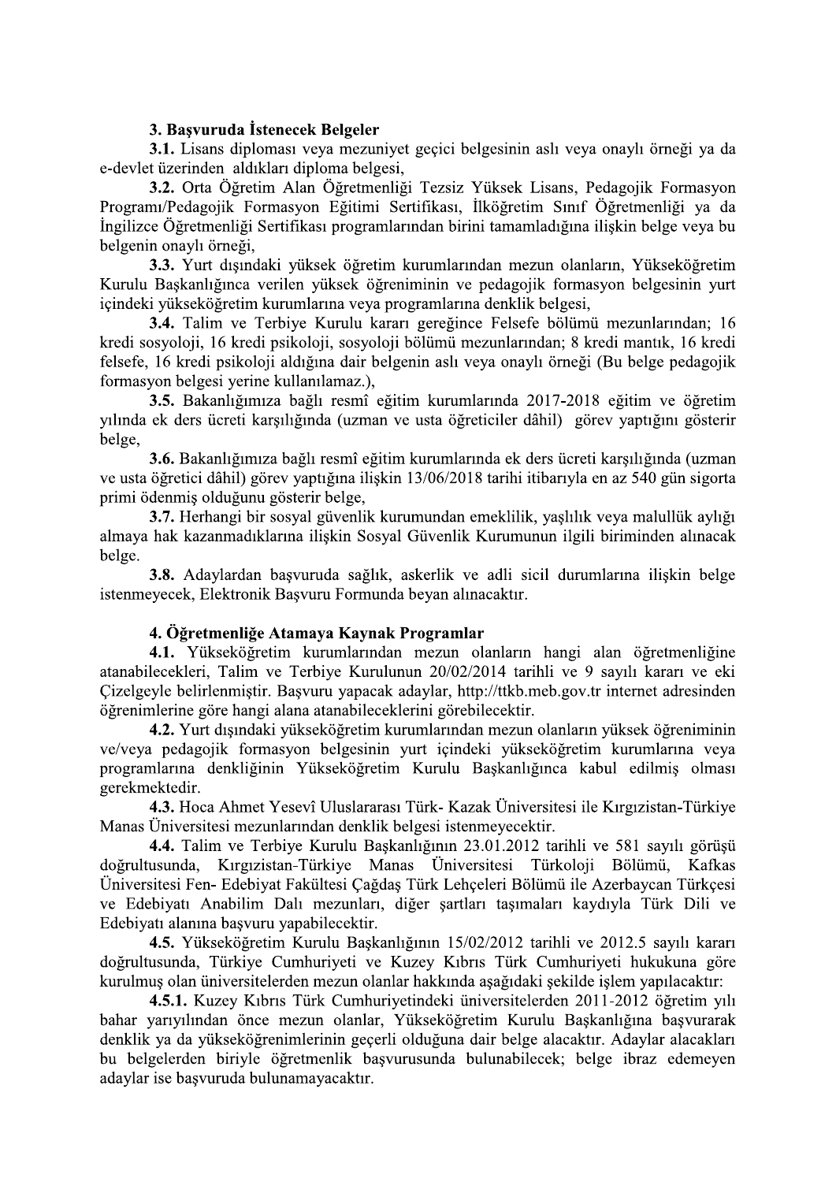**3. Başvuruda İstenecek Belgeler**

**3.1.** Lisans diploması veya mezuniyet geçici belgesinin aslı veya onaylı örneği ya da e-devlet üzerinden aldıkları diploma belgesi,

**3.2.** Orta Öğretim Alan Öğretmenliği Tezsiz Yüksek Lisans, Pedagojik Formasyon Programı/Pedagojik Formasyon Eğitimi Sertifikası, İlköğretim Sınıf Öğretmenliği ya da İngilizce Öğretmenliği Sertifikası programlarından birini tamamladığına ilişkin belge veya bu belgenin onaylı örneği,

**3.3.** Yurt dışındaki yüksek öğretim kurumlarından mezun olanların, Yükseköğretim Kurulu Başkanlığınca verilen yüksek öğreniminin ve pedagojik formasyon belgesinin yurt içindeki yükseköğretim kurumlarına veya programlarına denklik belgesi,

**3.4.** Talim ve Terbiye Kurulu kararı gereğince Felsefe bölümü mezunlarından; 16 kredi sosyoloji, 16 kredi psikoloji, sosyoloji bölümü mezunlarından; 8 kredi mantık, 16 kredi felsefe, 16 kredi psikoloji aldığına dair belgenin aslı veya onaylı örneği (Bu belge pedagojik formasyon belgesi yerine kullanılamaz.),

**3.5.** Bakanlığımıza bağlı resmî eğitim kurumlarında 2017-2018 eğitim ve öğretim yılında ek ders ücreti karşılığında (uzman ve usta öğreticiler dâhil) görev yaptığını gösterir belge,

**3.6.** Bakanlığımıza bağlı resmî eğitim kurumlarında ek ders ücreti karşılığında (uzman ve usta öğretici dâhil) görev yaptığına ilişkin 13/06/2018 tarihi itibarıyla en az 540 gün sigorta primi ödenmiş olduğunu gösterir belge,

**3.7.** Herhangi bir sosyal güvenlik kurumundan emeklilik, yaşlılık veya malullük aylığı almaya hak kazanmadıklarına ilişkin Sosyal Güvenlik Kurumunun ilgili biriminden alınacak belge.

**3.8.** Adaylardan başvuruda sağlık, askerlik ve adli sicil durumlarına ilişkin belge istenmeyecek, Elektronik Başvuru Formunda beyan alınacaktır.

**4. Öğretmenliğe Atamaya Kaynak Programlar**

**4.1.** Yükseköğretim kurumlarından mezun olanların hangi alan öğretmenliğine atanabilecekleri, Talim ve Terbiye Kurulunun 20/02/2014 tarihli ve 9 sayılı kararı ve eki Çizelgeyle belirlenmiştir. Başvuru yapacak adaylar, http://ttkb.meb.gov.tr internet adresinden öğrenimlerine göre hangi alana atanabileceklerini görebilecektir.

**4.2.** Yurt dışındaki yükseköğretim kurumlarından mezun olanların yüksek öğreniminin ve/veya pedagojik formasyon belgesinin yurt içindeki yükseköğretim kurumlarına veya programlarına denkliğinin Yükseköğretim Kurulu Başkanlığınca kabul edilmiş olması gerekmektedir.

**4.3.** Hoca Ahmet Yesevî Uluslararası Türk- Kazak Üniversitesi ile Kırgızistan-Türkiye Manas Üniversitesi mezunlarından denklik belgesi istenmeyecektir.

**4.4.** Talim ve Terbiye Kurulu Başkanlığının 23.01.2012 tarihli ve 581 sayılı görüşü doğrultusunda, Kırgızistan-Türkiye Manas Üniversitesi Türkoloji Bölümü, Kafkas Üniversitesi Fen- Edebiyat Fakültesi Çağdaş Türk Lehçeleri Bölümü ile Azerbaycan Türkçesi ve Edebiyatı Anabilim Dalı mezunları, diğer şartları taşımaları kaydıyla Türk Dili ve Edebiyatı alanına başvuru yapabilecektir.

**4.5.** Yükseköğretim Kurulu Başkanlığının 15/02/2012 tarihli ve 2012.5 sayılı kararı doğrultusunda, Türkiye Cumhuriyeti ve Kuzey Kıbrıs Türk Cumhuriyeti hukukuna göre kurulmuş olan üniversitelerden mezun olanlar hakkında aşağıdaki şekilde işlem yapılacaktır:

**4.5.1.** Kuzey Kıbrıs Türk Cumhuriyetindeki üniversitelerden 2011-2012 öğretim yılı bahar yarıyılından önce mezun olanlar, Yükseköğretim Kurulu Başkanlığına başvurarak denklik ya da yükseköğrenimlerinin geçerli olduğuna dair belge alacaktır. Adaylar alacakları bu belgelerden biriyle öğretmenlik başvurusunda bulunabilecek; belge ibraz edemeyen adaylar ise başvuruda bulunamayacaktır.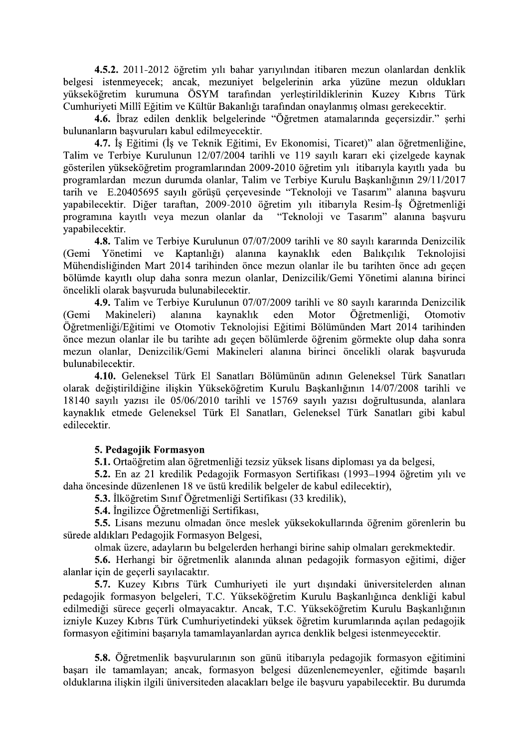**4.5.2.** 2011-2012 öğretim yılı bahar yarıyılından itibaren mezun olanlardan denklik belgesi istenmeyecek; ancak, mezuniyet belgelerinin arka yüzüne mezun oldukları yükseköğretim kurumuna ÖSYM tarafından yerleştirildiklerinin Kuzey Kıbrıs Türk Cumhuriyeti Millî Eğitim ve Kültür Bakanlığı tarafından onaylanmış olması gerekecektir.

**4.6.** İbraz edilen denklik belgelerinde "Öğretmen atamalarında geçersizdir." şerhi bulunanların başvuruları kabul edilmeyecektir.

**4.7.** İş Eğitimi (İş ve Teknik Eğitimi, Ev Ekonomisi, Ticaret)" alan öğretmenliğine, Talim ve Terbiye Kurulunun 12/07/2004 tarihli ve 119 sayılı kararı eki çizelgede kaynak gösterilen yükseköğretim programlarından 2009-2010 öğretim yılı itibarıyla kayıtlı yada bu programlardan mezun durumda olanlar, Talim ve Terbiye Kurulu Başkanlığının 29/11/2017 tarih ve E.20405695 sayılı görüşü çerçevesinde "Teknoloji ve Tasarım" alanına başvuru yapabilecektir. Diğer taraftan, 2009-2010 öğretim yılı itibarıyla Resim-İş Öğretmenliği programına kayıtlı veya mezun olanlar da "Teknoloji ve Tasarım" alanına başvuru yapabilecektir.

**4.8.** Talim ve Terbiye Kurulunun 07/07/2009 tarihli ve 80 sayılı kararında Denizcilik (Gemi Yönetimi ve Kaptanlığı) alanına kaynaklık eden Balıkçılık Teknolojisi Mühendisliğinden Mart 2014 tarihinden önce mezun olanlar ile bu tarihten önce adı geçen bölümde kayıtlı olup daha sonra mezun olanlar, Denizcilik/Gemi Yönetimi alanına birinci öncelikli olarak başvuruda bulunabilecektir.

**4.9.** Talim ve Terbiye Kurulunun 07/07/2009 tarihli ve 80 sayılı kararında Denizcilik (Gemi Makineleri) alanına kaynaklık eden Motor Öğretmenliği, Otomotiv Öğretmenliği/Eğitimi ve Otomotiv Teknolojisi Eğitimi Bölümünden Mart 2014 tarihinden önce mezun olanlar ile bu tarihte adı geçen bölümlerde öğrenim görmekte olup daha sonra mezun olanlar, Denizcilik/Gemi Makineleri alanına birinci öncelikli olarak başvuruda bulunabilecektir.

**4.10.** Geleneksel Türk El Sanatları Bölümünün adının Geleneksel Türk Sanatları olarak değiştirildiğine ilişkin Yükseköğretim Kurulu Başkanlığının 14/07/2008 tarihli ve 18140 sayılı yazısı ile 05/06/2010 tarihli ve 15769 sayılı yazısı doğrultusunda, alanlara kaynaklık etmede Geleneksel Türk El Sanatları, Geleneksel Türk Sanatları gibi kabul edilecektir.

**5. Pedagojik Formasyon**

**5.1.** Ortaöğretim alan öğretmenliği tezsiz yüksek lisans diploması ya da belgesi,

**5.2.** En az 21 kredilik Pedagojik Formasyon Sertifikası (1993–1994 öğretim yılı ve daha öncesinde düzenlenen 18 ve üstü kredilik belgeler de kabul edilecektir),

**5.3.** İlköğretim Sınıf Öğretmenliği Sertifikası (33 kredilik),

**5.4.** İngilizce Öğretmenliği Sertifikası,

**5.5.** Lisans mezunu olmadan önce meslek yüksekokullarında öğrenim görenlerin bu sürede aldıkları Pedagojik Formasyon Belgesi,

olmak üzere, adayların bu belgelerden herhangi birine sahip olmaları gerekmektedir.

**5.6.** Herhangi bir öğretmenlik alanında alınan pedagojik formasyon eğitimi, diğer alanlar için de geçerli sayılacaktır.

**5.7.** Kuzey Kıbrıs Türk Cumhuriyeti ile yurt dışındaki üniversitelerden alınan pedagojik formasyon belgeleri, T.C. Yükseköğretim Kurulu Başkanlığınca denkliği kabul edilmediği sürece geçerli olmayacaktır. Ancak, T.C. Yükseköğretim Kurulu Başkanlığının izniyle Kuzey Kıbrıs Türk Cumhuriyetindeki yüksek öğretim kurumlarında açılan pedagojik formasyon eğitimini başarıyla tamamlayanlardan ayrıca denklik belgesi istenmeyecektir.

**5.8.** Öğretmenlik başvurularının son günü itibarıyla pedagojik formasyon eğitimini başarı ile tamamlayan; ancak, formasyon belgesi düzenlenemeyenler, eğitimde başarılı olduklarına ilişkin ilgili üniversiteden alacakları belge ile başvuru yapabilecektir. Bu durumda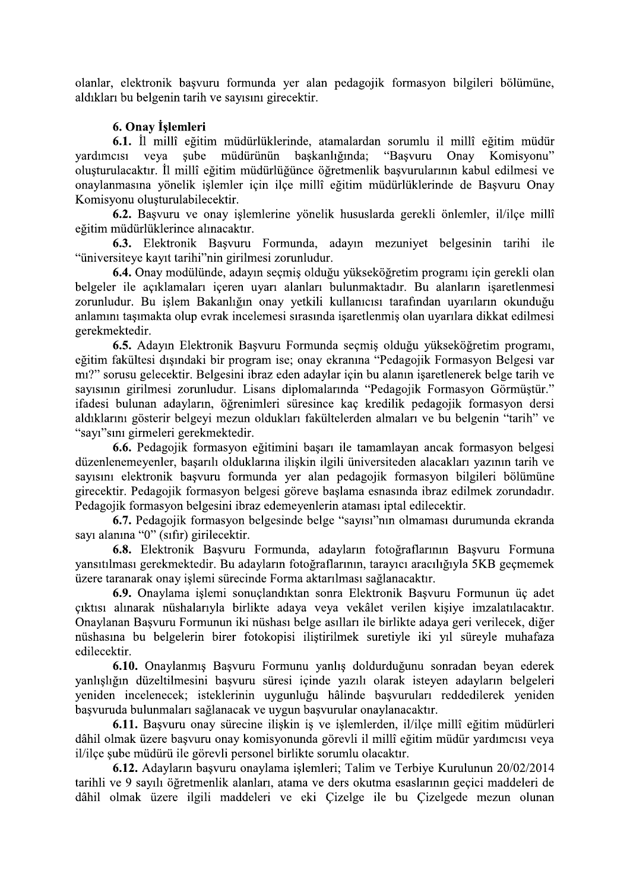olanlar, elektronik başvuru formunda yer alan pedagojik formasyon bilgileri bölümüne, aldıkları bu belgenin tarih ve sayısını girecektir.

### 6. Onay İşlemleri

**6.1.** İl millî eğitim müdürlüklerinde, atamalardan sorumlu il millî eğitim müdür yardımcısı veya şube müdürünün başkanlığında; "Başvuru Onay Komisyonu" oluşturulacaktır. İl millî eğitim müdürlüğünce öğretmenlik başvurularının kabul edilmesi ve onaylanmasına yönelik işlemler için ilçe millî eğitim müdürlüklerinde de Başvuru Onay Komisyonu oluşturulabilecektir.

**6.2.** Başvuru ve onay işlemlerine yönelik hususlarda gerekli önlemler, il/ilçe millî eğitim müdürlüklerince alınacaktır.

**6.3.** Elektronik Başvuru Formunda, adayın mezuniyet belgesinin tarihi ile "üniversiteye kayıt tarihi"nin girilmesi zorunludur.

**6.4.** Onay modülünde, adayın seçmiş olduğu yükseköğretim programı için gerekli olan belgeler ile açıklamaları içeren uyarı alanları bulunmaktadır. Bu alanların işaretlenmesi zorunludur. Bu işlem Bakanlığın onay yetkili kullanıcısı tarafından uyarıların okunduğu anlamını taşımakta olup evrak incelemesi sırasında işaretlenmiş olan uyarılara dikkat edilmesi gerekmektedir.

**6.5.** Adayın Elektronik Başvuru Formunda seçmiş olduğu yükseköğretim programı, eğitim fakültesi dışındaki bir program ise; onay ekranına "Pedagojik Formasyon Belgesi var mı?" sorusu gelecektir. Belgesini ibraz eden adaylar için bu alanın işaretlenerek belge tarih ve sayısının girilmesi zorunludur. Lisans diplomalarında "Pedagojik Formasyon Görmüştür." ifadesi bulunan adayların, öğrenimleri süresince kaç kredilik pedagojik formasyon dersi aldıklarını gösterir belgeyi mezun oldukları fakültelerden almaları ve bu belgenin "tarih" ve "sayı"sını girmeleri gerekmektedir.

**6.6.** Pedagojik formasyon eğitimini başarı ile tamamlayan ancak formasyon belgesi düzenlenemeyenler, başarılı olduklarına ilişkin ilgili üniversiteden alacakları yazının tarih ve sayısını elektronik başvuru formunda yer alan pedagojik formasyon bilgileri bölümüne girecektir. Pedagojik formasyon belgesi göreve başlama esnasında ibraz edilmek zorundadır. Pedagojik formasyon belgesini ibraz edemeyenlerin ataması iptal edilecektir.

**6.7.** Pedagojik formasyon belgesinde belge "sayısı"nın olmaması durumunda ekranda sayı alanına "0" (sıfır) girilecektir.

**6.8.** Elektronik Başvuru Formunda, adayların fotoğraflarının Başvuru Formuna yansıtılması gerekmektedir. Bu adayların fotoğraflarının, tarayıcı aracılığıyla 5KB geçmemek üzere taranarak onay işlemi sürecinde Forma aktarılması sağlanacaktır.

**6.9.** Onaylama işlemi sonuçlandıktan sonra Elektronik Başvuru Formunun üç adet çıktısı alınarak nüshalarıyla birlikte adaya veya vekâlet verilen kişiye imzalatılacaktır. Onaylanan Başvuru Formunun iki nüshası belge asılları ile birlikte adaya geri verilecek, diğer nüshasına bu belgelerin birer fotokopisi iliştirilmek suretiyle iki yıl süreyle muhafaza edilecektir.

**6.10.** Onaylanmış Başvuru Formunu yanlış doldurduğunu sonradan beyan ederek yanlışlığın düzeltilmesini başvuru süresi içinde yazılı olarak isteyen adayların belgeleri yeniden incelenecek; isteklerinin uygunluğu hâlinde başvuruları reddedilerek yeniden başvuruda bulunmaları sağlanacak ve uygun başvurular onaylanacaktır.

**6.11.** Başvuru onay sürecine ilişkin iş ve işlemlerden, il/ilçe millî eğitim müdürleri dâhil olmak üzere başvuru onay komisyonunda görevli il millî eğitim müdür yardımcısı veya il/ilçe şube müdürü ile görevli personel birlikte sorumlu olacaktır.

**6.12.** Adayların başvuru onaylama işlemleri; Talim ve Terbiye Kurulunun 20/02/2014 tarihli ve 9 sayılı öğretmenlik alanları, atama ve ders okutma esaslarının geçici maddeleri de dâhil olmak üzere ilgili maddeleri ve eki Çizelge ile bu Çizelgede mezun olunan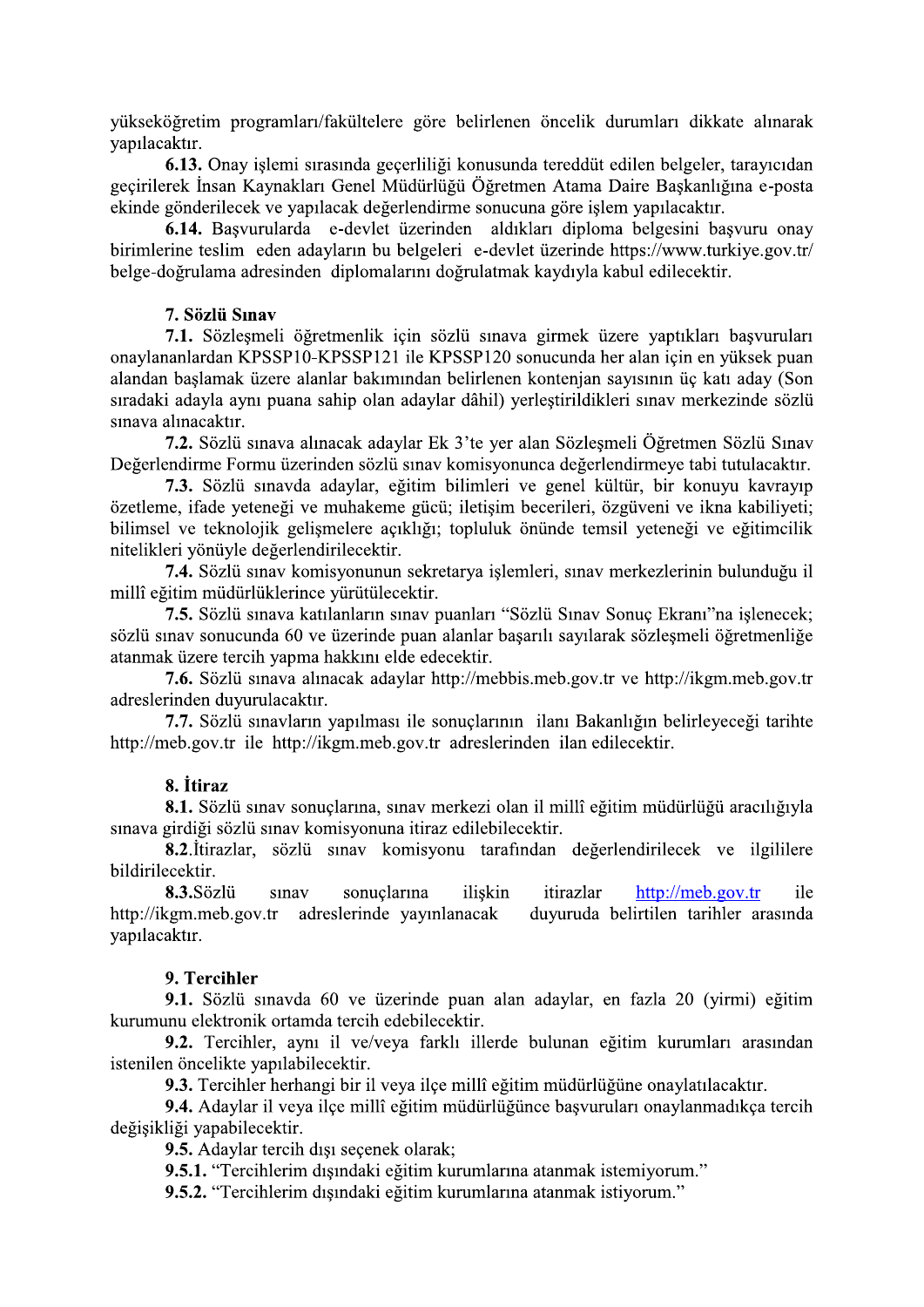yükseköğretim programları/fakültelere göre belirlenen öncelik durumları dikkate alınarak yapılacaktır.

**6.13.** Onay işlemi sırasında geçerliliği konusunda tereddüt edilen belgeler, tarayıcıdan geçirilerek İnsan Kaynakları Genel Müdürlüğü Öğretmen Atama Daire Başkanlığına e-posta ekinde gönderilecek ve yapılacak değerlendirme sonucuna göre işlem yapılacaktır.

**6.14.** Başvurularda e-devlet üzerinden aldıkları diploma belgesini başvuru onay birimlerine teslim eden adayların bu belgeleri e-devlet üzerinde https://www.turkiye.gov.tr/belge-doğrulama adresinden diplomalarını doğrulatmak kaydıyla kabul edilecektir.

## 7. Sözlü Sınav

**7.1.** Sözleşmeli öğretmenlik için sözlü sınava girmek üzere yaptıkları başvuruları onaylananlardan KPSSP10-KPSSP121 ile KPSSP120 sonucunda her alan için en yüksek puan alandan başlamak üzere alanlar bakımından belirlenen kontenjan sayısının üç katı aday (Son sıradaki adayla aynı puana sahip olan adaylar dâhil) yerleştirildikleri sınav merkezinde sözlü sınava alınacaktır.

**7.2.** Sözlü sınava alınacak adaylar Ek 3'te yer alan Sözleşmeli Öğretmen Sözlü Sınav Değerlendirme Formu üzerinden sözlü sınav komisyonunca değerlendirmeye tabi tutulacaktır.

**7.3.** Sözlü sınavda adaylar, eğitim bilimleri ve genel kültür, bir konuyu kavrayıp özetleme, ifade yeteneği ve muhakeme gücü; iletişim becerileri, özgüveni ve ikna kabiliyeti; bilimsel ve teknolojik gelişmelere açıklığı; topluluk önünde temsil yeteneği ve eğitimcilik nitelikleri yönüyle değerlendirilecektir.

**7.4.** Sözlü sınav komisyonunun sekretarya işlemleri, sınav merkezlerinin bulunduğu il millî eğitim müdürlüklerince yürütülecektir.

**7.5.** Sözlü sınava katılanların sınav puanları "Sözlü Sınav Sonuç Ekranı"na işlenecek; sözlü sınav sonucunda 60 ve üzerinde puan alanlar başarılı sayılarak sözleşmeli öğretmenliğe atanmak üzere tercih yapma hakkını elde edecektir.

**7.6.** Sözlü sınava alınacak adaylar http://mebbis.meb.gov.tr ve http://ikgm.meb.gov.tr adreslerinden duyurulacaktır.

**7.7.** Sözlü sınavların yapılması ile sonuçlarının ilanı Bakanlığın belirleyeceği tarihte http://meb.gov.tr ile http://ikgm.meb.gov.tr adreslerinden ilan edilecektir.

## 8. İtiraz

**8.1.** Sözlü sınav sonuçlarına, sınav merkezi olan il millî eğitim müdürlüğü aracılığıyla sınava girdiği sözlü sınav komisyonuna itiraz edilebilecektir.

**8.2.** İtirazlar, sözlü sınav komisyonu tarafından değerlendirilecek ve ilgililere bildirilecektir.

**8.3.** Sözlü sınav sonuçlarına ilişkin itirazlar http://meb.gov.tr ile http://ikgm.meb.gov.tr adreslerinde yayınlanacak duyuruda belirtilen tarihler arasında yapılacaktır.

## 9. Tercihler

**9.1.** Sözlü sınavda 60 ve üzerinde puan alan adaylar, en fazla 20 (yirmi) eğitim kurumunu elektronik ortamda tercih edebilecektir.

**9.2.** Tercihler, aynı il ve/veya farklı illerde bulunan eğitim kurumları arasından istenilen öncelikte yapılabilecektir.

**9.3.** Tercihler herhangi bir il veya ilçe millî eğitim müdürlüğüne onaylatılacaktır.

**9.4.** Adaylar il veya ilçe millî eğitim müdürlüğünce başvuruları onaylanmadıkça tercih değişikliği yapabilecektir.

**9.5.** Adaylar tercih dışı seçenek olarak;

**9.5.1.** "Tercihlerim dışındaki eğitim kurumlarına atanmak istemiyorum."

**9.5.2.** "Tercihlerim dışındaki eğitim kurumlarına atanmak istiyorum."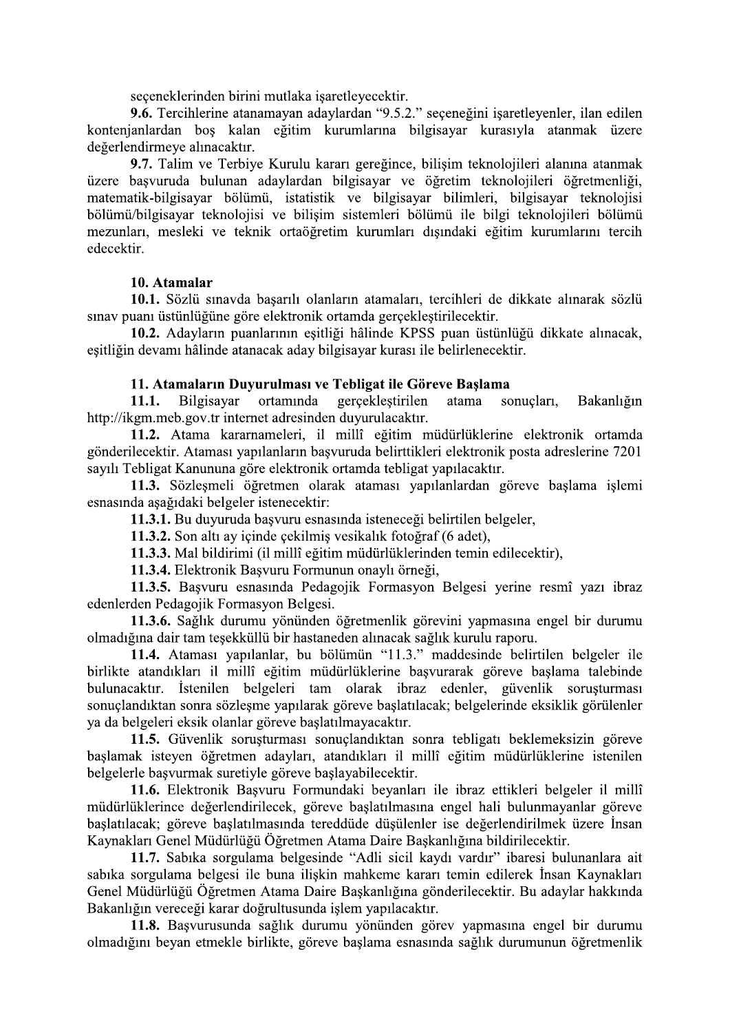seçeneklerinden birini mutlaka işaretleyecektir.

**9.6.** Tercihlerine atanamayan adaylardan "9.5.2." seçeneğini işaretleyenler, ilan edilen kontenjanlardan boş kalan eğitim kurumlarına bilgisayar kurasıyla atanmak üzere değerlendirmeye alınacaktır.

**9.7.** Talim ve Terbiye Kurulu kararı gereğince, bilişim teknolojileri alanına atanmak üzere başvuruda bulunan adaylardan bilgisayar ve öğretim teknolojileri öğretmenliği, matematik-bilgisayar bölümü, istatistik ve bilgisayar bilimleri, bilgisayar teknolojisi bölümü/bilgisayar teknolojisi ve bilişim sistemleri bölümü ile bilgi teknolojileri bölümü mezunları, mesleki ve teknik ortaöğretim kurumları dışındaki eğitim kurumlarını tercih edecektir.

## 10. Atamalar

**10.1.** Sözlü sınavda başarılı olanların atamaları, tercihleri de dikkate alınarak sözlü sınav puanı üstünlüğüne göre elektronik ortamda gerçekleştirilecektir.

**10.2.** Adayların puanlarının eşitliği hâlinde KPSS puan üstünlüğü dikkate alınacak, eşitliğin devamı hâlinde atanacak aday bilgisayar kurası ile belirlenecektir.

## 11. Atamaların Duyurulması ve Tebligat ile Göreve Başlama

**11.1.** Bilgisayar ortamında gerçekleştirilen atama sonuçları, Bakanlığın http://ikgm.meb.gov.tr internet adresinden duyurulacaktır.

**11.2.** Atama kararnameleri, il millî eğitim müdürlüklerine elektronik ortamda gönderilecektir. Ataması yapılanların başvuruda belirttikleri elektronik posta adreslerine 7201 sayılı Tebligat Kanununa göre elektronik ortamda tebligat yapılacaktır.

**11.3.** Sözleşmeli öğretmen olarak ataması yapılanlardan göreve başlama işlemi esnasında aşağıdaki belgeler istenecektir:

**11.3.1.** Bu duyuruda başvuru esnasında isteneceği belirtilen belgeler,

**11.3.2.** Son altı ay içinde çekilmiş vesikalık fotoğraf (6 adet),

**11.3.3.** Mal bildirimi (il millî eğitim müdürlüklerinden temin edilecektir),

**11.3.4.** Elektronik Başvuru Formunun onaylı örneği,

**11.3.5.** Başvuru esnasında Pedagojik Formasyon Belgesi yerine resmî yazı ibraz edenlerden Pedagojik Formasyon Belgesi.

**11.3.6.** Sağlık durumu yönünden öğretmenlik görevini yapmasına engel bir durumu olmadığına dair tam teşekküllü bir hastaneden alınacak sağlık kurulu raporu.

**11.4.** Ataması yapılanlar, bu bölümün "11.3." maddesinde belirtilen belgeler ile birlikte atandıkları il millî eğitim müdürlüklerine başvurarak göreve başlama talebinde bulunacaktır. İstenilen belgeleri tam olarak ibraz edenler, güvenlik soruşturması sonuçlandıktan sonra sözleşme yapılarak göreve başlatılacak; belgelerinde eksiklik görülenler ya da belgeleri eksik olanlar göreve başlatılmayacaktır.

**11.5.** Güvenlik soruşturması sonuçlandıktan sonra tebligatı beklemeksizin göreve başlamak isteyen öğretmen adayları, atandıkları il millî eğitim müdürlüklerine istenilen belgelerle başvurmak suretiyle göreve başlayabilecektir.

**11.6.** Elektronik Başvuru Formundaki beyanları ile ibraz ettikleri belgeler il millî müdürlüklerince değerlendirilecek, göreve başlatılmasına engel hali bulunmayanlar göreve başlatılacak; göreve başlatılmasında tereddüde düşülenler ise değerlendirilmek üzere İnsan Kaynakları Genel Müdürlüğü Öğretmen Atama Daire Başkanlığına bildirilecektir.

**11.7.** Sabıka sorgulama belgesinde "Adli sicil kaydı vardır" ibaresi bulunanlara ait sabıka sorgulama belgesi ile buna ilişkin mahkeme kararı temin edilerek İnsan Kaynakları Genel Müdürlüğü Öğretmen Atama Daire Başkanlığına gönderilecektir. Bu adaylar hakkında Bakanlığın vereceği karar doğrultusunda işlem yapılacaktır.

**11.8.** Başvurusunda sağlık durumu yönünden görev yapmasına engel bir durumu olmadığını beyan etmekle birlikte, göreve başlama esnasında sağlık durumunun öğretmenlik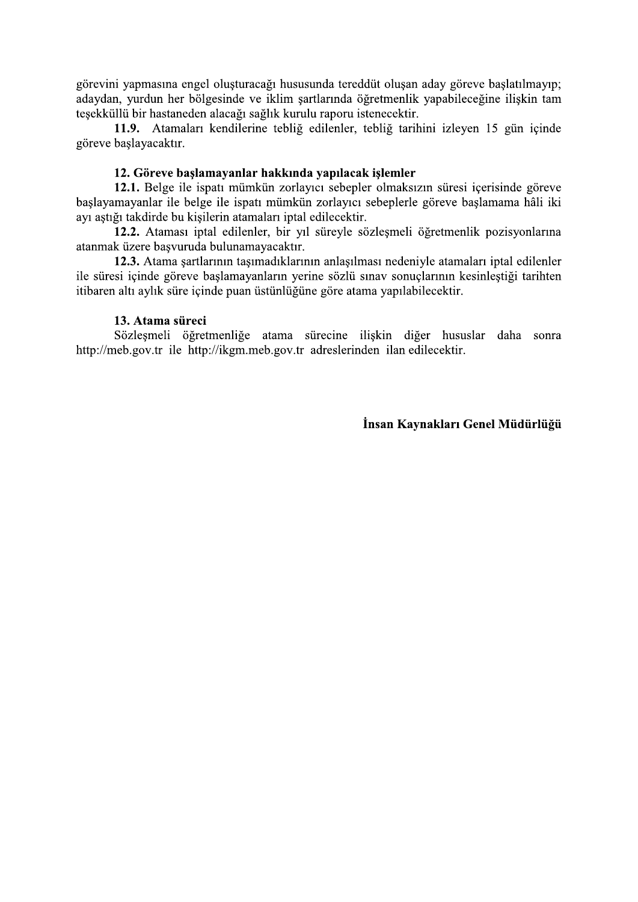görevini yapmasına engel oluşturacağı hususunda tereddüt oluşan aday göreve başlatılmayıp; adaydan, yurdun her bölgesinde ve iklim şartlarında öğretmenlik yapabileceğine ilişkin tam teşekküllü bir hastaneden alacağı sağlık kurulu raporu istenecektir.

**11.9.** Atamaları kendilerine tebliğ edilenler, tebliğ tarihini izleyen 15 gün içinde göreve başlayacaktır.

**12. Göreve başlamayanlar hakkında yapılacak işlemler**

**12.1.** Belge ile ispatı mümkün zorlayıcı sebepler olmaksızın süresi içerisinde göreve başlayamayanlar ile belge ile ispatı mümkün zorlayıcı sebeplerle göreve başlamama hâli iki ayı aştığı takdirde bu kişilerin atamaları iptal edilecektir.

**12.2.** Ataması iptal edilenler, bir yıl süreyle sözleşmeli öğretmenlik pozisyonlarına atanmak üzere başvuruda bulunamayacaktır.

**12.3.** Atama şartlarının taşımadıklarının anlaşılması nedeniyle atamaları iptal edilenler ile süresi içinde göreve başlamayanların yerine sözlü sınav sonuçlarının kesinleştiği tarihten itibaren altı aylık süre içinde puan üstünlüğüne göre atama yapılabilecektir.

**13. Atama süreci**

Sözleşmeli öğretmenliğe atama sürecine ilişkin diğer hususlar daha sonra http://meb.gov.tr ile http://ikgm.meb.gov.tr adreslerinden ilan edilecektir.

**İnsan Kaynakları Genel Müdürlüğü**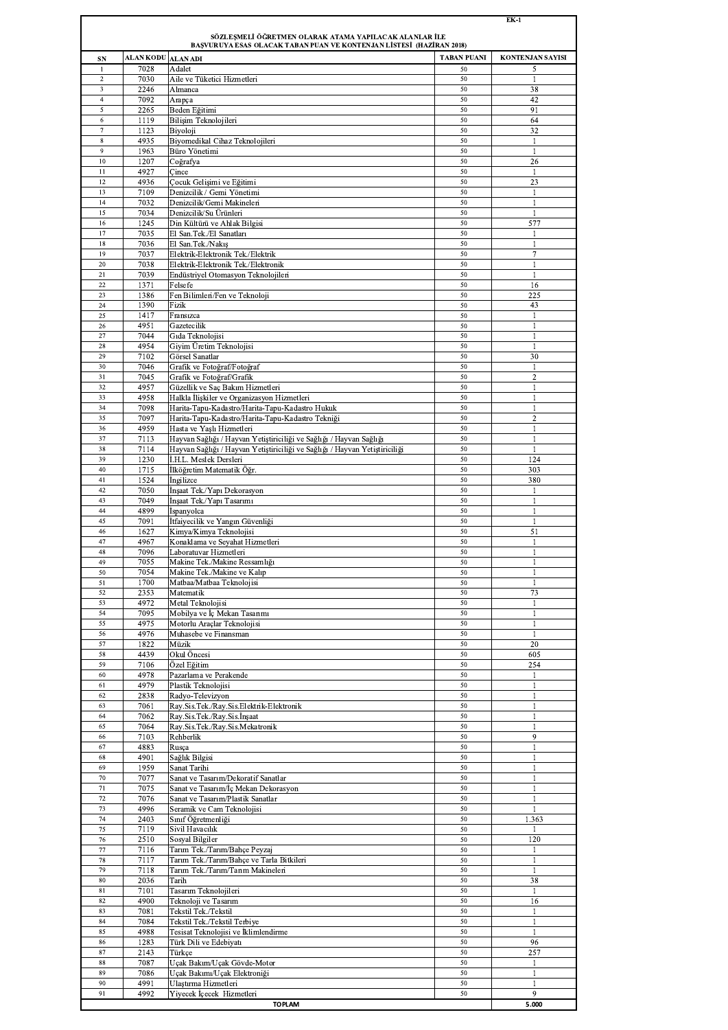EK-1

**SÖZLEŞMELİ ÖĞRETMEN OLARAK ATAMA YAPILACAK ALANLAR İLE BAŞVURUYA ESAS OLACAK TABAN PUAN VE KONTENJAN LİSTESİ (HAZİRAN 2018)**

| SN | ALAN KODU | ALAN ADI | TABAN PUANI | KONTENJAN SAYISI |
|---|---|---|---|---|
| 1 | 7028 | Adalet | 50 | 5 |
| 2 | 7030 | Aile ve Tüketici Hizmetleri | 50 | 1 |
| 3 | 2246 | Almanca | 50 | 38 |
| 4 | 7092 | Arapça | 50 | 42 |
| 5 | 2265 | Beden Eğitimi | 50 | 91 |
| 6 | 1119 | Bilişim Teknolojileri | 50 | 64 |
| 7 | 1123 | Biyoloji | 50 | 32 |
| 8 | 4935 | Biyomedikal Cihaz Teknolojileri | 50 | 1 |
| 9 | 1963 | Büro Yönetimi | 50 | 1 |
| 10 | 1207 | Coğrafya | 50 | 26 |
| 11 | 4927 | Çince | 50 | 1 |
| 12 | 4936 | Çocuk Gelişimi ve Eğitimi | 50 | 23 |
| 13 | 7109 | Denizcilik / Gemi Yönetimi | 50 | 1 |
| 14 | 7032 | Denizcilik/Gemi Makineleri | 50 | 1 |
| 15 | 7034 | Denizcilik/Su Ürünleri | 50 | 1 |
| 16 | 1245 | Din Kültürü ve Ahlak Bilgisi | 50 | 577 |
| 17 | 7035 | El San.Tek./El Sanatları | 50 | 1 |
| 18 | 7036 | El San.Tek./Nakış | 50 | 1 |
| 19 | 7037 | Elektrik-Elektronik Tek./Elektrik | 50 | 7 |
| 20 | 7038 | Elektrik-Elektronik Tek./Elektronik | 50 | 1 |
| 21 | 7039 | Endüstriyel Otomasyon Teknolojileri | 50 | 1 |
| 22 | 1371 | Felsefe | 50 | 16 |
| 23 | 1386 | Fen Bilimleri/Fen ve Teknoloji | 50 | 225 |
| 24 | 1390 | Fizik | 50 | 43 |
| 25 | 1417 | Fransızca | 50 | 1 |
| 26 | 4951 | Gazetecilik | 50 | 1 |
| 27 | 7044 | Gıda Teknolojisi | 50 | 1 |
| 28 | 4954 | Giyim Üretim Teknolojisi | 50 | 1 |
| 29 | 7102 | Görsel Sanatlar | 50 | 30 |
| 30 | 7046 | Grafik ve Fotoğraf/Fotoğraf | 50 | 1 |
| 31 | 7045 | Grafik ve Fotoğraf/Grafik | 50 | 2 |
| 32 | 4957 | Güzellik ve Saç Bakım Hizmetleri | 50 | 1 |
| 33 | 4958 | Halkla İlişkiler ve Organizasyon Hizmetleri | 50 | 1 |
| 34 | 7098 | Harita-Tapu-Kadastro/Harita-Tapu-Kadastro Hukuk | 50 | 1 |
| 35 | 7097 | Harita-Tapu-Kadastro/Harita-Tapu-Kadastro Tekniği | 50 | 2 |
| 36 | 4959 | Hasta ve Yaşlı Hizmetleri | 50 | 1 |
| 37 | 7113 | Hayvan Sağlığı / Hayvan Yetiştiriciliği ve Sağlığı / Hayvan Sağlığı | 50 | 1 |
| 38 | 7114 | Hayvan Sağlığı / Hayvan Yetiştiriciliği ve Sağlığı / Hayvan Yetiştiriciliği | 50 | 1 |
| 39 | 1230 | İ.H.L. Meslek Dersleri | 50 | 124 |
| 40 | 1715 | İlköğretim Matematik Öğr. | 50 | 303 |
| 41 | 1524 | İngilizce | 50 | 380 |
| 42 | 7050 | İnşaat Tek./Yapı Dekorasyon | 50 | 1 |
| 43 | 7049 | İnşaat Tek./Yapı Tasarımı | 50 | 1 |
| 44 | 4899 | İspanyolca | 50 | 1 |
| 45 | 7091 | İtfaiyecilik ve Yangın Güvenliği | 50 | 1 |
| 46 | 1627 | Kimya/Kimya Teknolojisi | 50 | 51 |
| 47 | 4967 | Konaklama ve Seyahat Hizmetleri | 50 | 1 |
| 48 | 7096 | Laboratuvar Hizmetleri | 50 | 1 |
| 49 | 7055 | Makine Tek./Makine Ressamlığı | 50 | 1 |
| 50 | 7054 | Makine Tek./Makine ve Kalıp | 50 | 1 |
| 51 | 1700 | Matbaa/Matbaa Teknolojisi | 50 | 1 |
| 52 | 2353 | Matematik | 50 | 73 |
| 53 | 4972 | Metal Teknolojisi | 50 | 1 |
| 54 | 7095 | Mobilya ve İç Mekan Tasarımı | 50 | 1 |
| 55 | 4975 | Motorlu Araçlar Teknolojisi | 50 | 1 |
| 56 | 4976 | Muhasebe ve Finansman | 50 | 1 |
| 57 | 1822 | Müzik | 50 | 20 |
| 58 | 4439 | Okul Öncesi | 50 | 605 |
| 59 | 7106 | Özel Eğitim | 50 | 254 |
| 60 | 4978 | Pazarlama ve Perakende | 50 | 1 |
| 61 | 4979 | Plastik Teknolojisi | 50 | 1 |
| 62 | 2838 | Radyo-Televizyon | 50 | 1 |
| 63 | 7061 | Ray.Sis.Tek./Ray.Sis.Elektrik-Elektronik | 50 | 1 |
| 64 | 7062 | Ray.Sis.Tek./Ray.Sis.İnşaat | 50 | 1 |
| 65 | 7064 | Ray.Sis.Tek./Ray.Sis.Mekatronik | 50 | 1 |
| 66 | 7103 | Rehberlik | 50 | 9 |
| 67 | 4883 | Rusça | 50 | 1 |
| 68 | 4901 | Sağlık Bilgisi | 50 | 1 |
| 69 | 1959 | Sanat Tarihi | 50 | 1 |
| 70 | 7077 | Sanat ve Tasarım/Dekoratif Sanatlar | 50 | 1 |
| 71 | 7075 | Sanat ve Tasarım/İç Mekan Dekorasyon | 50 | 1 |
| 72 | 7076 | Sanat ve Tasarım/Plastik Sanatlar | 50 | 1 |
| 73 | 4996 | Seramik ve Cam Teknolojisi | 50 | 1 |
| 74 | 2403 | Sınıf Öğretmenliği | 50 | 1.363 |
| 75 | 7119 | Sivil Havacılık | 50 | 1 |
| 76 | 2510 | Sosyal Bilgiler | 50 | 120 |
| 77 | 7116 | Tarım Tek./Tarım/Bahçe Peyzaj | 50 | 1 |
| 78 | 7117 | Tarım Tek./Tarım/Bahçe ve Tarla Bitkileri | 50 | 1 |
| 79 | 7118 | Tarım Tek./Tarım/Tarım Makineleri | 50 | 1 |
| 80 | 2036 | Tarih | 50 | 38 |
| 81 | 7101 | Tasarım Teknolojileri | 50 | 1 |
| 82 | 4900 | Teknoloji ve Tasarım | 50 | 16 |
| 83 | 7081 | Tekstil Tek./Tekstil | 50 | 1 |
| 84 | 7084 | Tekstil Tek./Tekstil Terbiye | 50 | 1 |
| 85 | 4988 | Tesisat Teknolojisi ve İklimlendirme | 50 | 1 |
| 86 | 1283 | Türk Dili ve Edebiyatı | 50 | 96 |
| 87 | 2143 | Türkçe | 50 | 257 |
| 88 | 7087 | Uçak Bakım/Uçak Gövde-Motor | 50 | 1 |
| 89 | 7086 | Uçak Bakımı/Uçak Elektroniği | 50 | 1 |
| 90 | 4991 | Ulaştırma Hizmetleri | 50 | 1 |
| 91 | 4992 | Yiyecek İçecek Hizmetleri | 50 | 9 |
| | | **TOPLAM** | | **5.000** |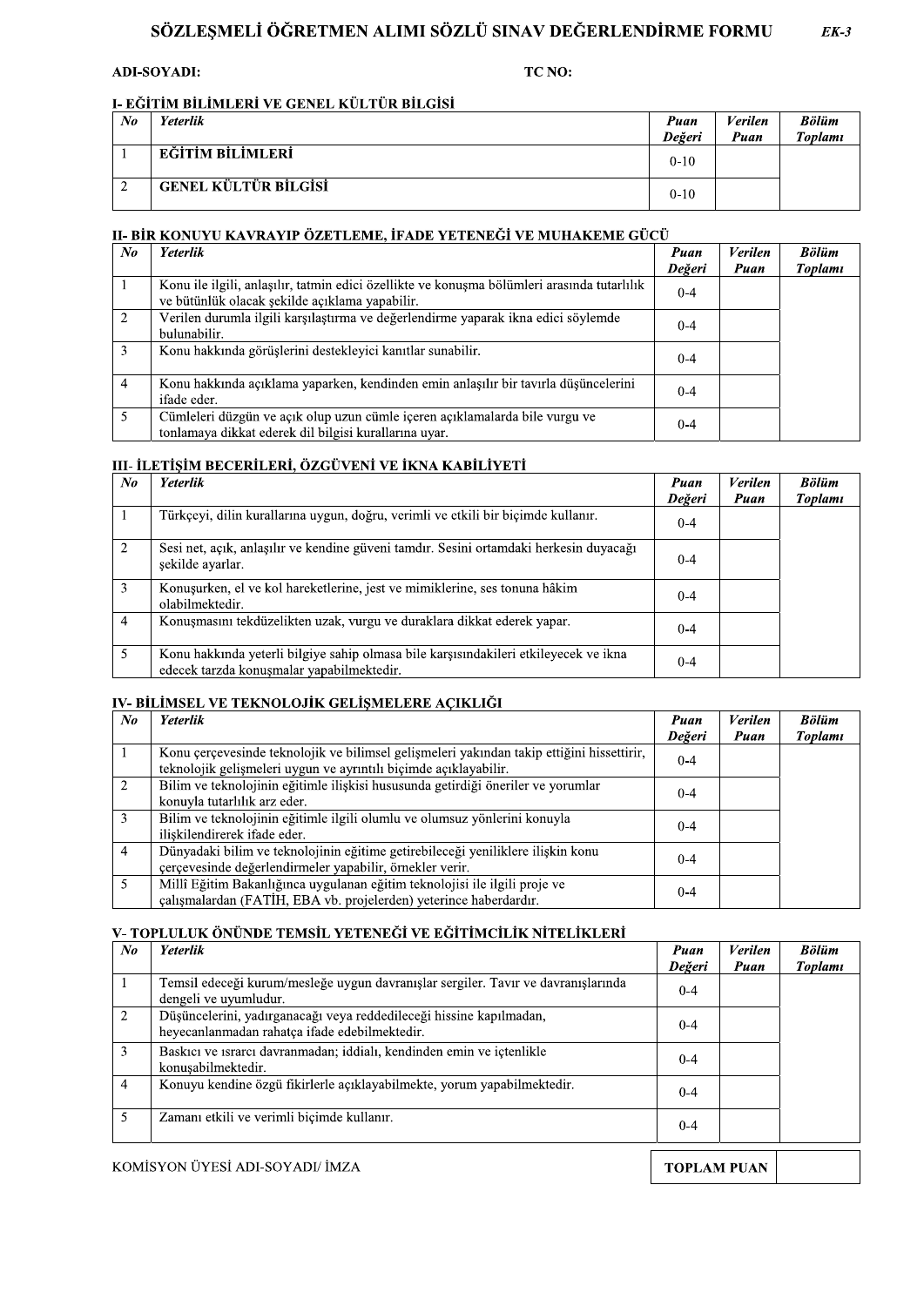# SÖZLEŞMELİ ÖĞRETMEN ALIMI SÖZLÜ SINAV DEĞERLENDİRME FORMU

*EK-3*

**ADI-SOYADI:** **TC NO:**

## I- EĞİTİM BİLİMLERİ VE GENEL KÜLTÜR BİLGİSİ

| *No* | *Yeterlik* | *Puan Değeri* | *Verilen Puan* | *Bölüm Toplamı* |
|---|---|---|---|---|
| 1 | **EĞİTİM BİLİMLERİ** | 0-10 | | |
| 2 | **GENEL KÜLTÜR BİLGİSİ** | 0-10 | | |

## II- BİR KONUYU KAVRAYIP ÖZETLEME, İFADE YETENEĞİ VE MUHAKEME GÜCÜ

| *No* | *Yeterlik* | *Puan Değeri* | *Verilen Puan* | *Bölüm Toplamı* |
|---|---|---|---|---|
| 1 | Konu ile ilgili, anlaşılır, tatmin edici özellikte ve konuşma bölümleri arasında tutarlılık ve bütünlük olacak şekilde açıklama yapabilir. | 0-4 | | |
| 2 | Verilen durumla ilgili karşılaştırma ve değerlendirme yaparak ikna edici söylemde bulunabilir. | 0-4 | | |
| 3 | Konu hakkında görüşlerini destekleyici kanıtlar sunabilir. | 0-4 | | |
| 4 | Konu hakkında açıklama yaparken, kendinden emin anlaşılır bir tavırla düşüncelerini ifade eder. | 0-4 | | |
| 5 | Cümleleri düzgün ve açık olup uzun cümle içeren açıklamalarda bile vurgu ve tonlamaya dikkat ederek dil bilgisi kurallarına uyar. | 0-4 | | |

## III- İLETİŞİM BECERİLERİ, ÖZGÜVENİ VE İKNA KABİLİYETİ

| *No* | *Yeterlik* | *Puan Değeri* | *Verilen Puan* | *Bölüm Toplamı* |
|---|---|---|---|---|
| 1 | Türkçeyi, dilin kurallarına uygun, doğru, verimli ve etkili bir biçimde kullanır. | 0-4 | | |
| 2 | Sesi net, açık, anlaşılır ve kendine güveni tamdır. Sesini ortamdaki herkesin duyacağı şekilde ayarlar. | 0-4 | | |
| 3 | Konuşurken, el ve kol hareketlerine, jest ve mimiklerine, ses tonuna hâkim olabilmektedir. | 0-4 | | |
| 4 | Konuşmasını tekdüzelikten uzak, vurgu ve duraklara dikkat ederek yapar. | 0-4 | | |
| 5 | Konu hakkında yeterli bilgiye sahip olmasa bile karşısındakileri etkileyecek ve ikna edecek tarzda konuşmalar yapabilmektedir. | 0-4 | | |

## IV- BİLİMSEL VE TEKNOLOJİK GELİŞMELERE AÇIKLIĞI

| *No* | *Yeterlik* | *Puan Değeri* | *Verilen Puan* | *Bölüm Toplamı* |
|---|---|---|---|---|
| 1 | Konu çerçevesinde teknolojik ve bilimsel gelişmeleri yakından takip ettiğini hissettirir, teknolojik gelişmeleri uygun ve ayrıntılı biçimde açıklayabilir. | 0-4 | | |
| 2 | Bilim ve teknolojinin eğitimle ilişkisi hususunda getirdiği öneriler ve yorumlar konuyla tutarlılık arz eder. | 0-4 | | |
| 3 | Bilim ve teknolojinin eğitimle ilgili olumlu ve olumsuz yönlerini konuyla ilişkilendirerek ifade eder. | 0-4 | | |
| 4 | Dünyadaki bilim ve teknolojinin eğitime getirebileceği yeniliklere ilişkin konu çerçevesinde değerlendirmeler yapabilir, örnekler verir. | 0-4 | | |
| 5 | Millî Eğitim Bakanlığınca uygulanan eğitim teknolojisi ile ilgili proje ve çalışmalardan (FATİH, EBA vb. projelerden) yeterince haberdardır. | 0-4 | | |

## V- TOPLULUK ÖNÜNDE TEMSİL YETENEĞİ VE EĞİTİMCİLİK NİTELİKLERİ

| *No* | *Yeterlik* | *Puan Değeri* | *Verilen Puan* | *Bölüm Toplamı* |
|---|---|---|---|---|
| 1 | Temsil edeceği kurum/mesleğe uygun davranışlar sergiler. Tavır ve davranışlarında dengeli ve uyumludur. | 0-4 | | |
| 2 | Düşüncelerini, yadırganacağı veya reddedileceği hissine kapılmadan, heyecanlanmadan rahatça ifade edebilmektedir. | 0-4 | | |
| 3 | Baskıcı ve ısrarcı davranmadan; iddialı, kendinden emin ve içtenlikle konuşabilmektedir. | 0-4 | | |
| 4 | Konuyu kendine özgü fikirlerle açıklayabilmekte, yorum yapabilmektedir. | 0-4 | | |
| 5 | Zamanı etkili ve verimli biçimde kullanır. | 0-4 | | |

KOMİSYON ÜYESİ ADI-SOYADI/ İMZA

| **TOPLAM PUAN** | |
|---|---|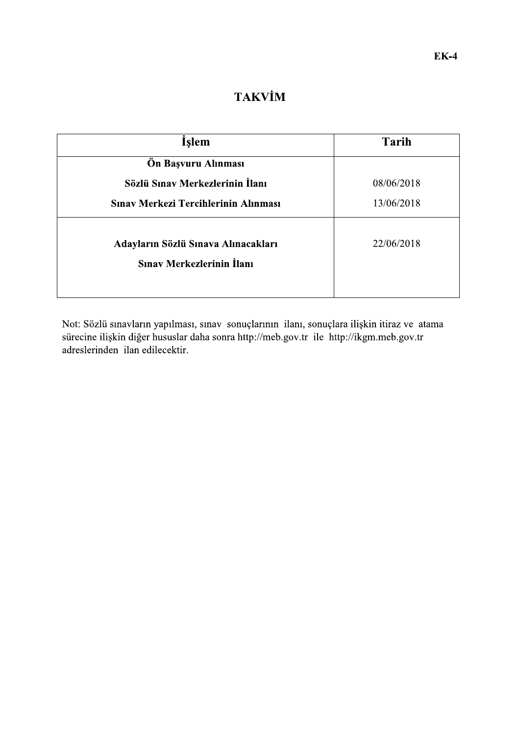EK-4

# TAKVİM

| İşlem | Tarih |
|---|---|
| **Ön Başvuru Alınması**<br>**Sözlü Sınav Merkezlerinin İlanı**<br>**Sınav Merkezi Tercihlerinin Alınması** | 08/06/2018<br>13/06/2018 |
| **Adayların Sözlü Sınava Alınacakları**<br>**Sınav Merkezlerinin İlanı** | 22/06/2018 |

Not: Sözlü sınavların yapılması, sınav sonuçlarının ilanı, sonuçlara ilişkin itiraz ve atama sürecine ilişkin diğer hususlar daha sonra http://meb.gov.tr ile http://ikgm.meb.gov.tr adreslerinden ilan edilecektir.